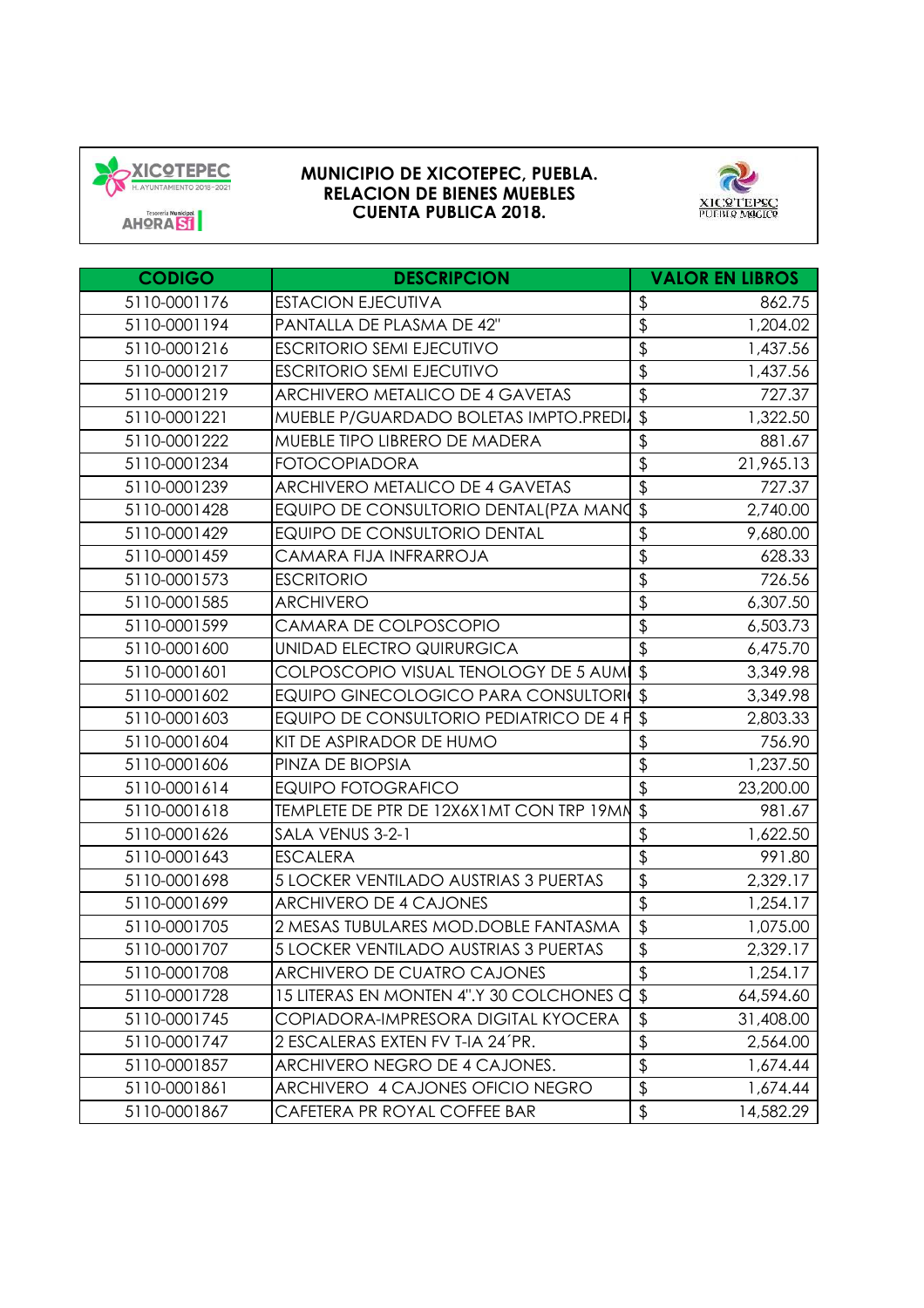**MUNICIPIO DE XICOTEPEC, PUEBLA.**
**RELACION DE BIENES MUEBLES**
**CUENTA PUBLICA 2018.**

| CODIGO | DESCRIPCION | VALOR EN LIBROS |
|---|---|---|
| 5110-0001176 | ESTACION EJECUTIVA | $ 862.75 |
| 5110-0001194 | PANTALLA DE PLASMA DE 42" | $ 1,204.02 |
| 5110-0001216 | ESCRITORIO SEMI EJECUTIVO | $ 1,437.56 |
| 5110-0001217 | ESCRITORIO SEMI EJECUTIVO | $ 1,437.56 |
| 5110-0001219 | ARCHIVERO METALICO DE 4 GAVETAS | $ 727.37 |
| 5110-0001221 | MUEBLE P/GUARDADO BOLETAS IMPTO.PREDI | $ 1,322.50 |
| 5110-0001222 | MUEBLE TIPO LIBRERO DE MADERA | $ 881.67 |
| 5110-0001234 | FOTOCOPIADORA | $ 21,965.13 |
| 5110-0001239 | ARCHIVERO METALICO DE 4 GAVETAS | $ 727.37 |
| 5110-0001428 | EQUIPO DE CONSULTORIO DENTAL(PZA MANO | $ 2,740.00 |
| 5110-0001429 | EQUIPO DE CONSULTORIO DENTAL | $ 9,680.00 |
| 5110-0001459 | CAMARA FIJA INFRARROJA | $ 628.33 |
| 5110-0001573 | ESCRITORIO | $ 726.56 |
| 5110-0001585 | ARCHIVERO | $ 6,307.50 |
| 5110-0001599 | CAMARA DE COLPOSCOPIO | $ 6,503.73 |
| 5110-0001600 | UNIDAD ELECTRO QUIRURGICA | $ 6,475.70 |
| 5110-0001601 | COLPOSCOPIO VISUAL TENOLOGY DE 5 AUM | $ 3,349.98 |
| 5110-0001602 | EQUIPO GINECOLOGICO PARA CONSULTORI | $ 3,349.98 |
| 5110-0001603 | EQUIPO DE CONSULTORIO PEDIATRICO DE 4 F | $ 2,803.33 |
| 5110-0001604 | KIT DE ASPIRADOR DE HUMO | $ 756.90 |
| 5110-0001606 | PINZA DE BIOPSIA | $ 1,237.50 |
| 5110-0001614 | EQUIPO FOTOGRAFICO | $ 23,200.00 |
| 5110-0001618 | TEMPLETE DE PTR DE 12X6X1MT CON TRP 19MN | $ 981.67 |
| 5110-0001626 | SALA VENUS 3-2-1 | $ 1,622.50 |
| 5110-0001643 | ESCALERA | $ 991.80 |
| 5110-0001698 | 5 LOCKER VENTILADO AUSTRIAS 3 PUERTAS | $ 2,329.17 |
| 5110-0001699 | ARCHIVERO DE 4 CAJONES | $ 1,254.17 |
| 5110-0001705 | 2 MESAS TUBULARES MOD.DOBLE FANTASMA | $ 1,075.00 |
| 5110-0001707 | 5 LOCKER VENTILADO AUSTRIAS 3 PUERTAS | $ 2,329.17 |
| 5110-0001708 | ARCHIVERO DE CUATRO CAJONES | $ 1,254.17 |
| 5110-0001728 | 15 LITERAS EN MONTEN 4".Y 30 COLCHONES C | $ 64,594.60 |
| 5110-0001745 | COPIADORA-IMPRESORA DIGITAL KYOCERA | $ 31,408.00 |
| 5110-0001747 | 2 ESCALERAS EXTEN FV T-IA 24´PR. | $ 2,564.00 |
| 5110-0001857 | ARCHIVERO NEGRO DE 4 CAJONES. | $ 1,674.44 |
| 5110-0001861 | ARCHIVERO 4 CAJONES OFICIO NEGRO | $ 1,674.44 |
| 5110-0001867 | CAFETERA PR ROYAL COFFEE BAR | $ 14,582.29 |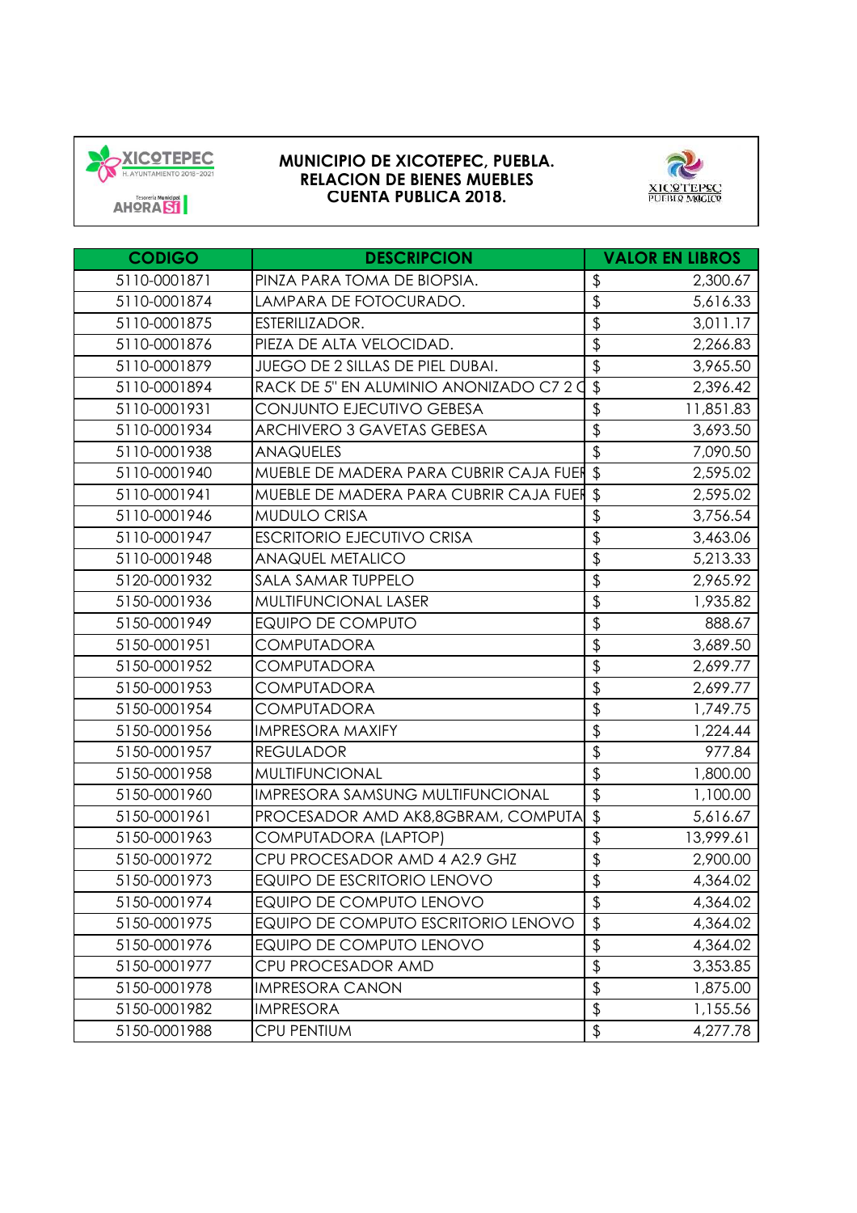**MUNICIPIO DE XICOTEPEC, PUEBLA.**
**RELACION DE BIENES MUEBLES**
**CUENTA PUBLICA 2018.**

| CODIGO | DESCRIPCION | VALOR EN LIBROS |
|---|---|---|
| 5110-0001871 | PINZA PARA TOMA DE BIOPSIA. | $ 2,300.67 |
| 5110-0001874 | LAMPARA DE FOTOCURADO. | $ 5,616.33 |
| 5110-0001875 | ESTERILIZADOR. | $ 3,011.17 |
| 5110-0001876 | PIEZA DE ALTA VELOCIDAD. | $ 2,266.83 |
| 5110-0001879 | JUEGO DE 2 SILLAS DE PIEL DUBAI. | $ 3,965.50 |
| 5110-0001894 | RACK DE 5" EN ALUMINIO ANONIZADO C7 2 C | $ 2,396.42 |
| 5110-0001931 | CONJUNTO EJECUTIVO GEBESA | $ 11,851.83 |
| 5110-0001934 | ARCHIVERO 3 GAVETAS GEBESA | $ 3,693.50 |
| 5110-0001938 | ANAQUELES | $ 7,090.50 |
| 5110-0001940 | MUEBLE DE MADERA PARA CUBRIR CAJA FUEI | $ 2,595.02 |
| 5110-0001941 | MUEBLE DE MADERA PARA CUBRIR CAJA FUEI | $ 2,595.02 |
| 5110-0001946 | MUDULO CRISA | $ 3,756.54 |
| 5110-0001947 | ESCRITORIO EJECUTIVO CRISA | $ 3,463.06 |
| 5110-0001948 | ANAQUEL METALICO | $ 5,213.33 |
| 5120-0001932 | SALA SAMAR TUPPELO | $ 2,965.92 |
| 5150-0001936 | MULTIFUNCIONAL LASER | $ 1,935.82 |
| 5150-0001949 | EQUIPO DE COMPUTO | $ 888.67 |
| 5150-0001951 | COMPUTADORA | $ 3,689.50 |
| 5150-0001952 | COMPUTADORA | $ 2,699.77 |
| 5150-0001953 | COMPUTADORA | $ 2,699.77 |
| 5150-0001954 | COMPUTADORA | $ 1,749.75 |
| 5150-0001956 | IMPRESORA MAXIFY | $ 1,224.44 |
| 5150-0001957 | REGULADOR | $ 977.84 |
| 5150-0001958 | MULTIFUNCIONAL | $ 1,800.00 |
| 5150-0001960 | IMPRESORA SAMSUNG MULTIFUNCIONAL | $ 1,100.00 |
| 5150-0001961 | PROCESADOR AMD AK8,8GBRAM, COMPUTA | $ 5,616.67 |
| 5150-0001963 | COMPUTADORA (LAPTOP) | $ 13,999.61 |
| 5150-0001972 | CPU PROCESADOR AMD 4 A2.9 GHZ | $ 2,900.00 |
| 5150-0001973 | EQUIPO DE ESCRITORIO LENOVO | $ 4,364.02 |
| 5150-0001974 | EQUIPO DE COMPUTO LENOVO | $ 4,364.02 |
| 5150-0001975 | EQUIPO DE COMPUTO ESCRITORIO LENOVO | $ 4,364.02 |
| 5150-0001976 | EQUIPO DE COMPUTO LENOVO | $ 4,364.02 |
| 5150-0001977 | CPU PROCESADOR AMD | $ 3,353.85 |
| 5150-0001978 | IMPRESORA CANON | $ 1,875.00 |
| 5150-0001982 | IMPRESORA | $ 1,155.56 |
| 5150-0001988 | CPU PENTIUM | $ 4,277.78 |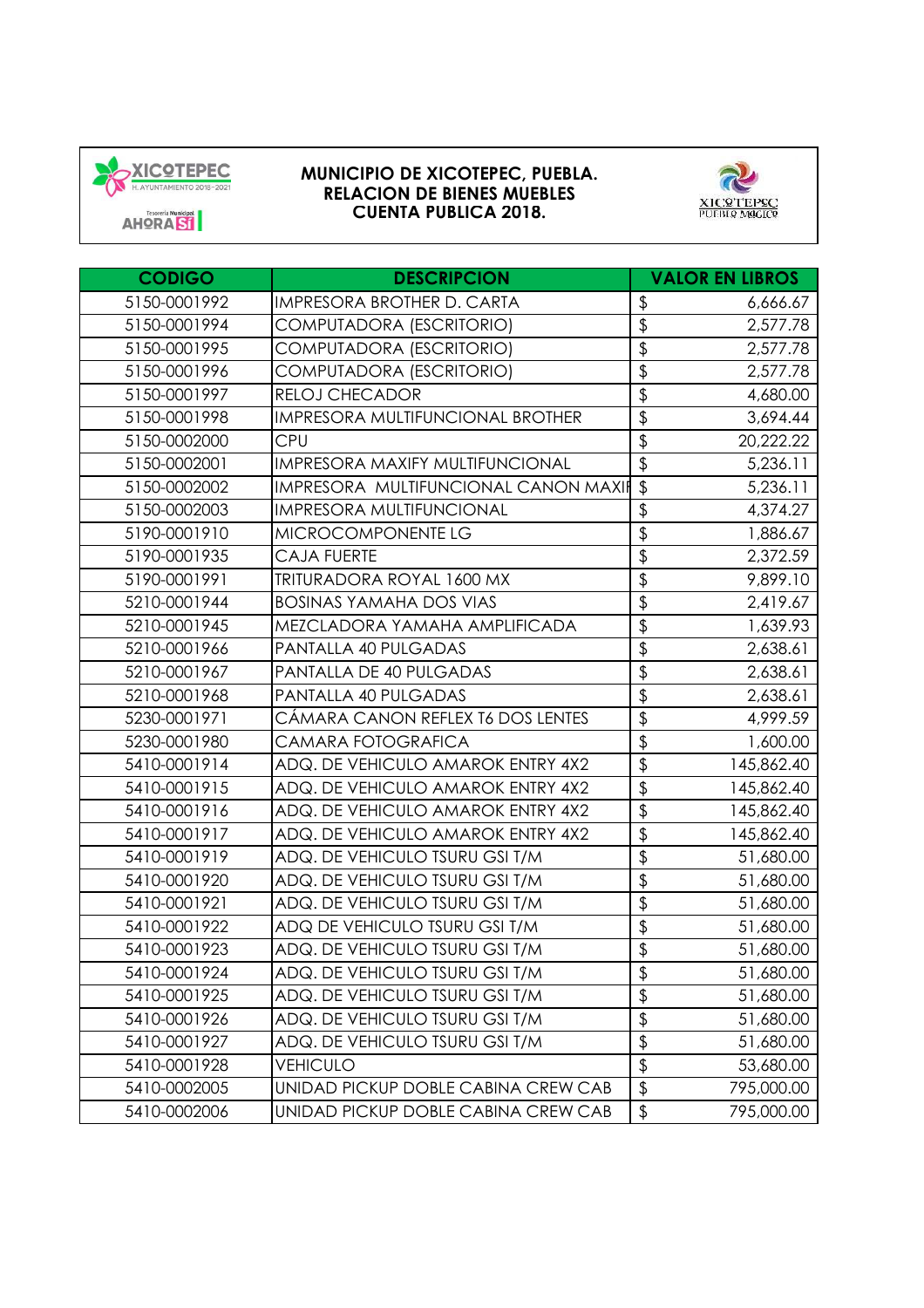**MUNICIPIO DE XICOTEPEC, PUEBLA.**
**RELACION DE BIENES MUEBLES**
**CUENTA PUBLICA 2018.**

| CODIGO | DESCRIPCION | VALOR EN LIBROS |
|---|---|---|
| 5150-0001992 | IMPRESORA BROTHER D. CARTA | $ 6,666.67 |
| 5150-0001994 | COMPUTADORA (ESCRITORIO) | $ 2,577.78 |
| 5150-0001995 | COMPUTADORA (ESCRITORIO) | $ 2,577.78 |
| 5150-0001996 | COMPUTADORA (ESCRITORIO) | $ 2,577.78 |
| 5150-0001997 | RELOJ CHECADOR | $ 4,680.00 |
| 5150-0001998 | IMPRESORA MULTIFUNCIONAL BROTHER | $ 3,694.44 |
| 5150-0002000 | CPU | $ 20,222.22 |
| 5150-0002001 | IMPRESORA MAXIFY MULTIFUNCIONAL | $ 5,236.11 |
| 5150-0002002 | IMPRESORA MULTIFUNCIONAL CANON MAXIF | $ 5,236.11 |
| 5150-0002003 | IMPRESORA MULTIFUNCIONAL | $ 4,374.27 |
| 5190-0001910 | MICROCOMPONENTE LG | $ 1,886.67 |
| 5190-0001935 | CAJA FUERTE | $ 2,372.59 |
| 5190-0001991 | TRITURADORA ROYAL 1600 MX | $ 9,899.10 |
| 5210-0001944 | BOSINAS YAMAHA DOS VIAS | $ 2,419.67 |
| 5210-0001945 | MEZCLADORA YAMAHA AMPLIFICADA | $ 1,639.93 |
| 5210-0001966 | PANTALLA 40 PULGADAS | $ 2,638.61 |
| 5210-0001967 | PANTALLA DE 40 PULGADAS | $ 2,638.61 |
| 5210-0001968 | PANTALLA 40 PULGADAS | $ 2,638.61 |
| 5230-0001971 | CÁMARA CANON REFLEX T6 DOS LENTES | $ 4,999.59 |
| 5230-0001980 | CAMARA FOTOGRAFICA | $ 1,600.00 |
| 5410-0001914 | ADQ. DE VEHICULO AMAROK ENTRY 4X2 | $ 145,862.40 |
| 5410-0001915 | ADQ. DE VEHICULO AMAROK ENTRY 4X2 | $ 145,862.40 |
| 5410-0001916 | ADQ. DE VEHICULO AMAROK ENTRY 4X2 | $ 145,862.40 |
| 5410-0001917 | ADQ. DE VEHICULO AMAROK ENTRY 4X2 | $ 145,862.40 |
| 5410-0001919 | ADQ. DE VEHICULO TSURU GSI T/M | $ 51,680.00 |
| 5410-0001920 | ADQ. DE VEHICULO TSURU GSI T/M | $ 51,680.00 |
| 5410-0001921 | ADQ. DE VEHICULO TSURU GSI T/M | $ 51,680.00 |
| 5410-0001922 | ADQ DE VEHICULO TSURU GSI T/M | $ 51,680.00 |
| 5410-0001923 | ADQ. DE VEHICULO TSURU GSI T/M | $ 51,680.00 |
| 5410-0001924 | ADQ. DE VEHICULO TSURU GSI T/M | $ 51,680.00 |
| 5410-0001925 | ADQ. DE VEHICULO TSURU GSI T/M | $ 51,680.00 |
| 5410-0001926 | ADQ. DE VEHICULO TSURU GSI T/M | $ 51,680.00 |
| 5410-0001927 | ADQ. DE VEHICULO TSURU GSI T/M | $ 51,680.00 |
| 5410-0001928 | VEHICULO | $ 53,680.00 |
| 5410-0002005 | UNIDAD PICKUP DOBLE CABINA CREW CAB | $ 795,000.00 |
| 5410-0002006 | UNIDAD PICKUP DOBLE CABINA CREW CAB | $ 795,000.00 |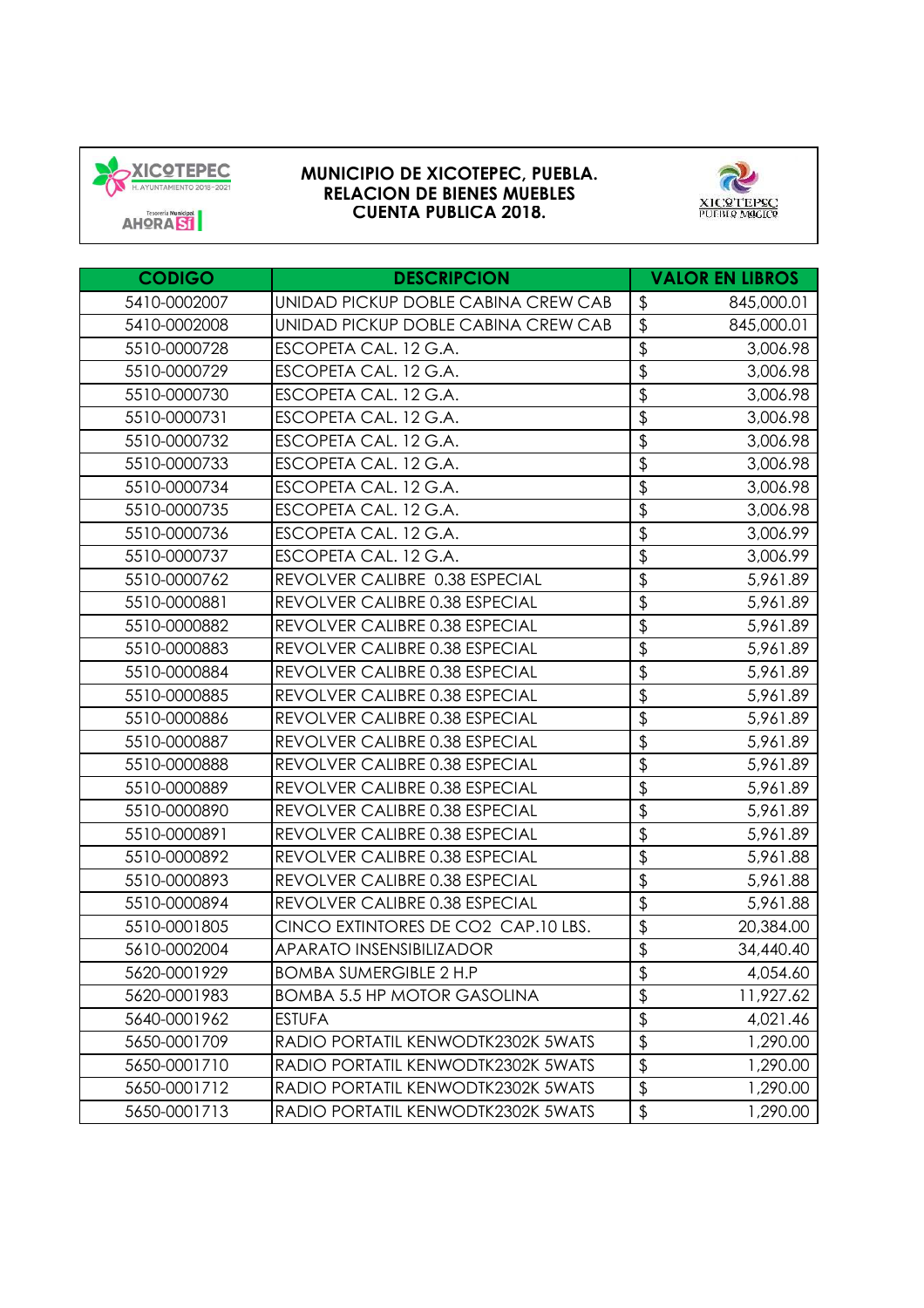**MUNICIPIO DE XICOTEPEC, PUEBLA.**
**RELACION DE BIENES MUEBLES**
**CUENTA PUBLICA 2018.**

| CODIGO | DESCRIPCION | VALOR EN LIBROS |
|---|---|---|
| 5410-0002007 | UNIDAD PICKUP DOBLE CABINA CREW CAB | $ 845,000.01 |
| 5410-0002008 | UNIDAD PICKUP DOBLE CABINA CREW CAB | $ 845,000.01 |
| 5510-0000728 | ESCOPETA CAL. 12 G.A. | $ 3,006.98 |
| 5510-0000729 | ESCOPETA CAL. 12 G.A. | $ 3,006.98 |
| 5510-0000730 | ESCOPETA CAL. 12 G.A. | $ 3,006.98 |
| 5510-0000731 | ESCOPETA CAL. 12 G.A. | $ 3,006.98 |
| 5510-0000732 | ESCOPETA CAL. 12 G.A. | $ 3,006.98 |
| 5510-0000733 | ESCOPETA CAL. 12 G.A. | $ 3,006.98 |
| 5510-0000734 | ESCOPETA CAL. 12 G.A. | $ 3,006.98 |
| 5510-0000735 | ESCOPETA CAL. 12 G.A. | $ 3,006.98 |
| 5510-0000736 | ESCOPETA CAL. 12 G.A. | $ 3,006.99 |
| 5510-0000737 | ESCOPETA CAL. 12 G.A. | $ 3,006.99 |
| 5510-0000762 | REVOLVER CALIBRE 0.38 ESPECIAL | $ 5,961.89 |
| 5510-0000881 | REVOLVER CALIBRE 0.38 ESPECIAL | $ 5,961.89 |
| 5510-0000882 | REVOLVER CALIBRE 0.38 ESPECIAL | $ 5,961.89 |
| 5510-0000883 | REVOLVER CALIBRE 0.38 ESPECIAL | $ 5,961.89 |
| 5510-0000884 | REVOLVER CALIBRE 0.38 ESPECIAL | $ 5,961.89 |
| 5510-0000885 | REVOLVER CALIBRE 0.38 ESPECIAL | $ 5,961.89 |
| 5510-0000886 | REVOLVER CALIBRE 0.38 ESPECIAL | $ 5,961.89 |
| 5510-0000887 | REVOLVER CALIBRE 0.38 ESPECIAL | $ 5,961.89 |
| 5510-0000888 | REVOLVER CALIBRE 0.38 ESPECIAL | $ 5,961.89 |
| 5510-0000889 | REVOLVER CALIBRE 0.38 ESPECIAL | $ 5,961.89 |
| 5510-0000890 | REVOLVER CALIBRE 0.38 ESPECIAL | $ 5,961.89 |
| 5510-0000891 | REVOLVER CALIBRE 0.38 ESPECIAL | $ 5,961.89 |
| 5510-0000892 | REVOLVER CALIBRE 0.38 ESPECIAL | $ 5,961.88 |
| 5510-0000893 | REVOLVER CALIBRE 0.38 ESPECIAL | $ 5,961.88 |
| 5510-0000894 | REVOLVER CALIBRE 0.38 ESPECIAL | $ 5,961.88 |
| 5510-0001805 | CINCO EXTINTORES DE CO2 CAP.10 LBS. | $ 20,384.00 |
| 5610-0002004 | APARATO INSENSIBILIZADOR | $ 34,440.40 |
| 5620-0001929 | BOMBA SUMERGIBLE 2 H.P | $ 4,054.60 |
| 5620-0001983 | BOMBA 5.5 HP MOTOR GASOLINA | $ 11,927.62 |
| 5640-0001962 | ESTUFA | $ 4,021.46 |
| 5650-0001709 | RADIO PORTATIL KENWODTK2302K 5WATS | $ 1,290.00 |
| 5650-0001710 | RADIO PORTATIL KENWODTK2302K 5WATS | $ 1,290.00 |
| 5650-0001712 | RADIO PORTATIL KENWODTK2302K 5WATS | $ 1,290.00 |
| 5650-0001713 | RADIO PORTATIL KENWODTK2302K 5WATS | $ 1,290.00 |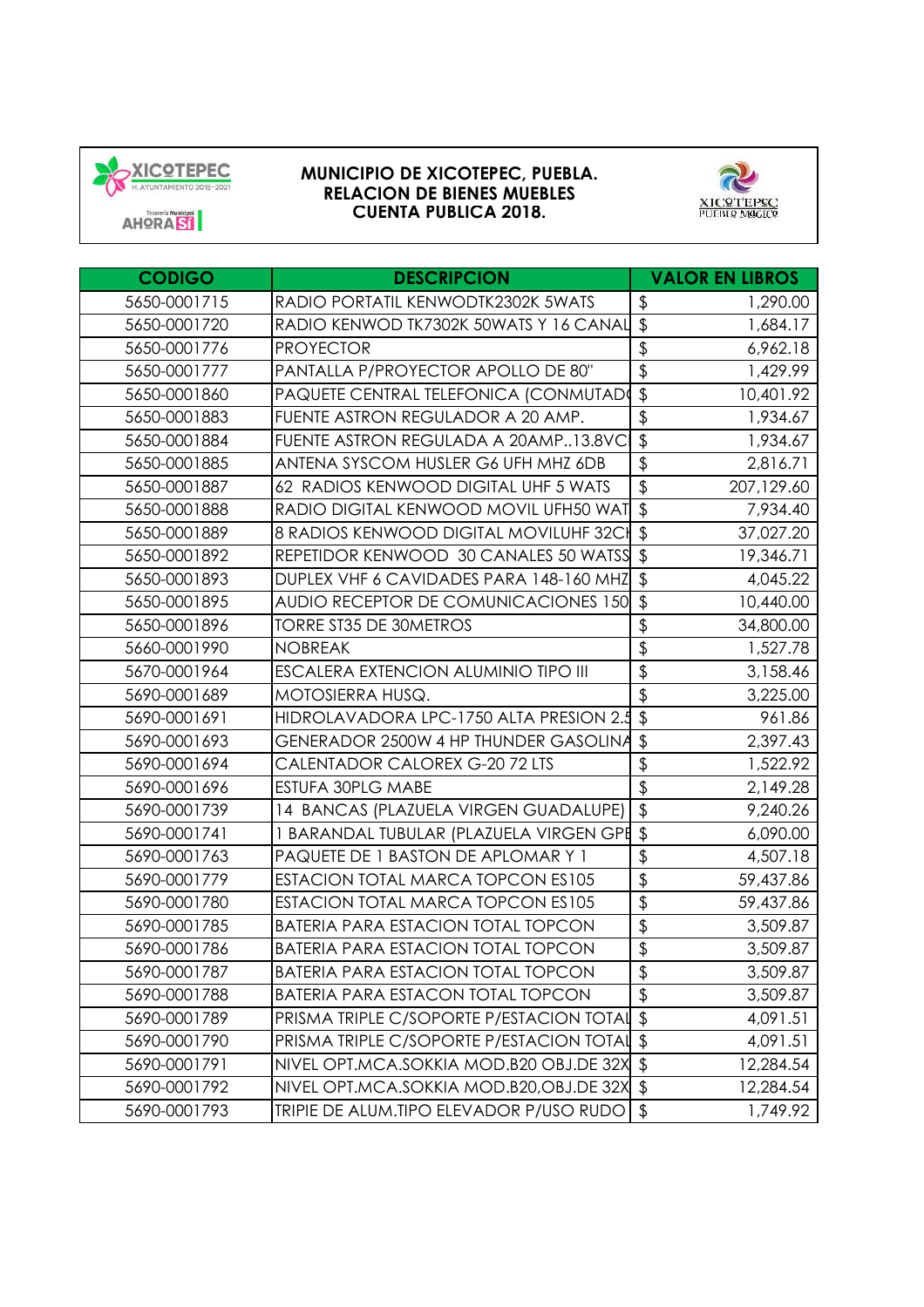**MUNICIPIO DE XICOTEPEC, PUEBLA.**
**RELACION DE BIENES MUEBLES**
**CUENTA PUBLICA 2018.**

| CODIGO | DESCRIPCION | VALOR EN LIBROS |
|---|---|---|
| 5650-0001715 | RADIO PORTATIL KENWODTK2302K 5WATS | $ 1,290.00 |
| 5650-0001720 | RADIO KENWOD TK7302K 50WATS Y 16 CANAL | $ 1,684.17 |
| 5650-0001776 | PROYECTOR | $ 6,962.18 |
| 5650-0001777 | PANTALLA P/PROYECTOR APOLLO DE 80" | $ 1,429.99 |
| 5650-0001860 | PAQUETE CENTRAL TELEFONICA (CONMUTAD | $ 10,401.92 |
| 5650-0001883 | FUENTE ASTRON REGULADOR A 20 AMP. | $ 1,934.67 |
| 5650-0001884 | FUENTE ASTRON REGULADA A 20AMP..13.8VC | $ 1,934.67 |
| 5650-0001885 | ANTENA SYSCOM HUSLER G6 UFH MHZ 6DB | $ 2,816.71 |
| 5650-0001887 | 62 RADIOS KENWOOD DIGITAL UHF 5 WATS | $ 207,129.60 |
| 5650-0001888 | RADIO DIGITAL KENWOOD MOVIL UFH50 WAT | $ 7,934.40 |
| 5650-0001889 | 8 RADIOS KENWOOD DIGITAL MOVILUHF 32CH | $ 37,027.20 |
| 5650-0001892 | REPETIDOR KENWOOD 30 CANALES 50 WATSS | $ 19,346.71 |
| 5650-0001893 | DUPLEX VHF 6 CAVIDADES PARA 148-160 MHZ | $ 4,045.22 |
| 5650-0001895 | AUDIO RECEPTOR DE COMUNICACIONES 150 | $ 10,440.00 |
| 5650-0001896 | TORRE ST35 DE 30METROS | $ 34,800.00 |
| 5660-0001990 | NOBREAK | $ 1,527.78 |
| 5670-0001964 | ESCALERA EXTENCION ALUMINIO TIPO III | $ 3,158.46 |
| 5690-0001689 | MOTOSIERRA HUSQ. | $ 3,225.00 |
| 5690-0001691 | HIDROLAVADORA LPC-1750 ALTA PRESION 2.5 | $ 961.86 |
| 5690-0001693 | GENERADOR 2500W 4 HP THUNDER GASOLINA | $ 2,397.43 |
| 5690-0001694 | CALENTADOR CALOREX G-20 72 LTS | $ 1,522.92 |
| 5690-0001696 | ESTUFA 30PLG MABE | $ 2,149.28 |
| 5690-0001739 | 14 BANCAS (PLAZUELA VIRGEN GUADALUPE) | $ 9,240.26 |
| 5690-0001741 | 1 BARANDAL TUBULAR (PLAZUELA VIRGEN GPE | $ 6,090.00 |
| 5690-0001763 | PAQUETE DE 1 BASTON DE APLOMAR Y 1 | $ 4,507.18 |
| 5690-0001779 | ESTACION TOTAL MARCA TOPCON ES105 | $ 59,437.86 |
| 5690-0001780 | ESTACION TOTAL MARCA TOPCON ES105 | $ 59,437.86 |
| 5690-0001785 | BATERIA PARA ESTACION TOTAL TOPCON | $ 3,509.87 |
| 5690-0001786 | BATERIA PARA ESTACION TOTAL TOPCON | $ 3,509.87 |
| 5690-0001787 | BATERIA PARA ESTACION TOTAL TOPCON | $ 3,509.87 |
| 5690-0001788 | BATERIA PARA ESTACON TOTAL TOPCON | $ 3,509.87 |
| 5690-0001789 | PRISMA TRIPLE C/SOPORTE P/ESTACION TOTAL | $ 4,091.51 |
| 5690-0001790 | PRISMA TRIPLE C/SOPORTE P/ESTACION TOTAL | $ 4,091.51 |
| 5690-0001791 | NIVEL OPT.MCA.SOKKIA MOD.B20 OBJ.DE 32X | $ 12,284.54 |
| 5690-0001792 | NIVEL OPT.MCA.SOKKIA MOD.B20,OBJ.DE 32X | $ 12,284.54 |
| 5690-0001793 | TRIPIE DE ALUM.TIPO ELEVADOR P/USO RUDO | $ 1,749.92 |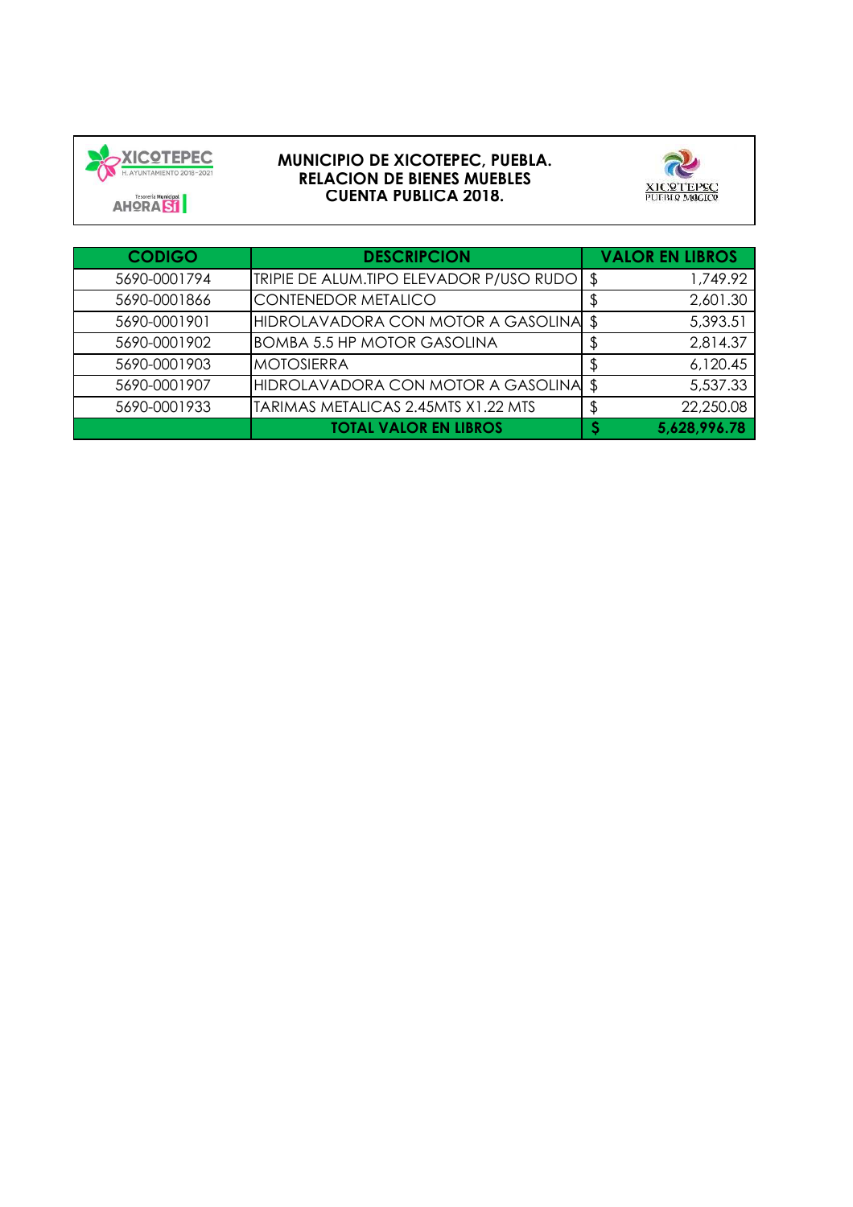**MUNICIPIO DE XICOTEPEC, PUEBLA.**
**RELACION DE BIENES MUEBLES**
**CUENTA PUBLICA 2018.**

| CODIGO | DESCRIPCION | VALOR EN LIBROS | |
|---|---|---|---|
| 5690-0001794 | TRIPIE DE ALUM.TIPO ELEVADOR P/USO RUDO | $ | 1,749.92 |
| 5690-0001866 | CONTENEDOR METALICO | $ | 2,601.30 |
| 5690-0001901 | HIDROLAVADORA CON MOTOR A GASOLINA | $ | 5,393.51 |
| 5690-0001902 | BOMBA 5.5 HP MOTOR GASOLINA | $ | 2,814.37 |
| 5690-0001903 | MOTOSIERRA | $ | 6,120.45 |
| 5690-0001907 | HIDROLAVADORA CON MOTOR A GASOLINA | $ | 5,537.33 |
| 5690-0001933 | TARIMAS METALICAS 2.45MTS X1.22 MTS | $ | 22,250.08 |
| | **TOTAL VALOR EN LIBROS** | **$** | **5,628,996.78** |